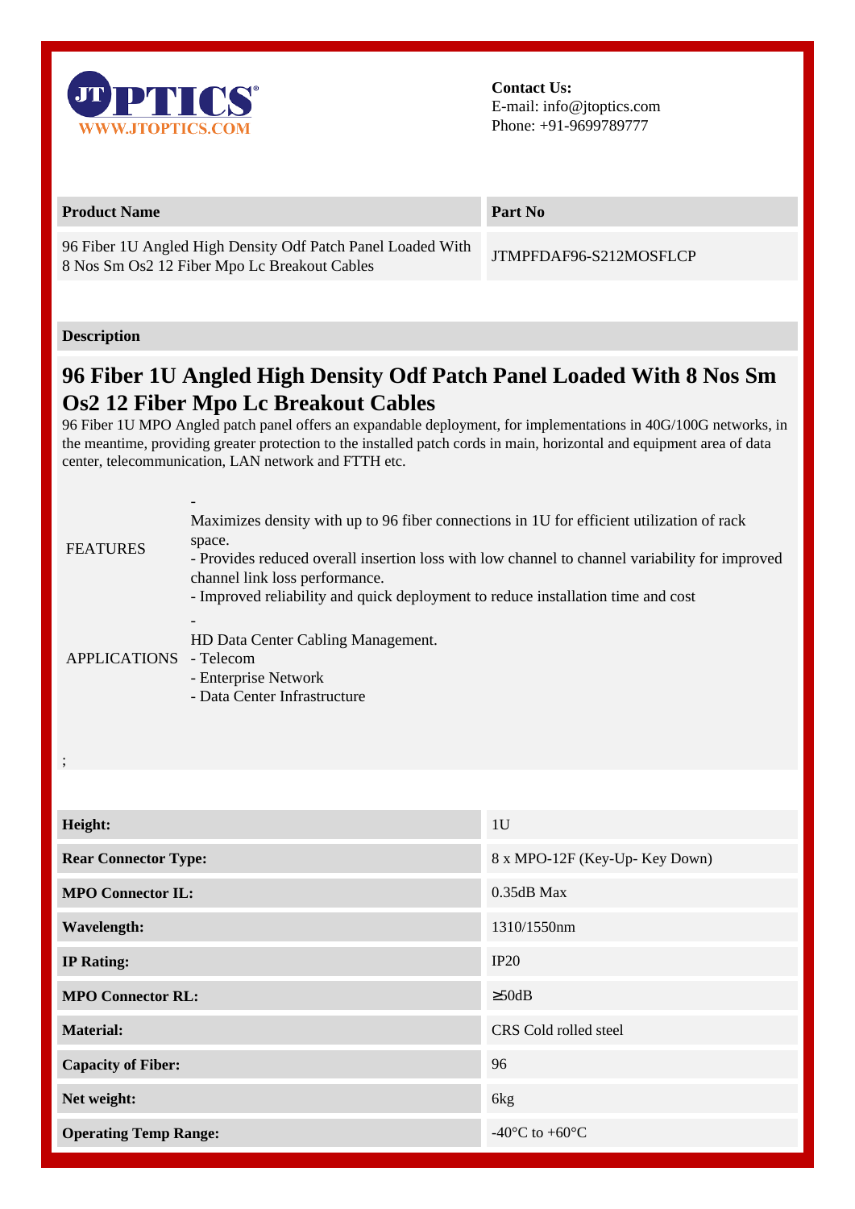JTOPTICS
WWW.JTOPTICS.COM

**Contact Us:**
E-mail: info@jtoptics.com
Phone: +91-9699789777

| Product Name | Part No |
|---|---|
| 96 Fiber 1U Angled High Density Odf Patch Panel Loaded With 8 Nos Sm Os2 12 Fiber Mpo Lc Breakout Cables | JTMPFDAF96-S212MOSFLCP |

**Description**

# 96 Fiber 1U Angled High Density Odf Patch Panel Loaded With 8 Nos Sm Os2 12 Fiber Mpo Lc Breakout Cables

96 Fiber 1U MPO Angled patch panel offers an expandable deployment, for implementations in 40G/100G networks, in the meantime, providing greater protection to the installed patch cords in main, horizontal and equipment area of data center, telecommunication, LAN network and FTTH etc.

| | |
|---|---|
| FEATURES | - Maximizes density with up to 96 fiber connections in 1U for efficient utilization of rack space.<br>- Provides reduced overall insertion loss with low channel to channel variability for improved channel link loss performance.<br>- Improved reliability and quick deployment to reduce installation time and cost |
| APPLICATIONS | - HD Data Center Cabling Management.<br>- Telecom<br>- Enterprise Network<br>- Data Center Infrastructure |

;

| | |
|---|---|
| **Height:** | 1U |
| **Rear Connector Type:** | 8 x MPO-12F (Key-Up- Key Down) |
| **MPO Connector IL:** | 0.35dB Max |
| **Wavelength:** | 1310/1550nm |
| **IP Rating:** | IP20 |
| **MPO Connector RL:** | ≥50dB |
| **Material:** | CRS Cold rolled steel |
| **Capacity of Fiber:** | 96 |
| **Net weight:** | 6kg |
| **Operating Temp Range:** | -40°C to +60°C |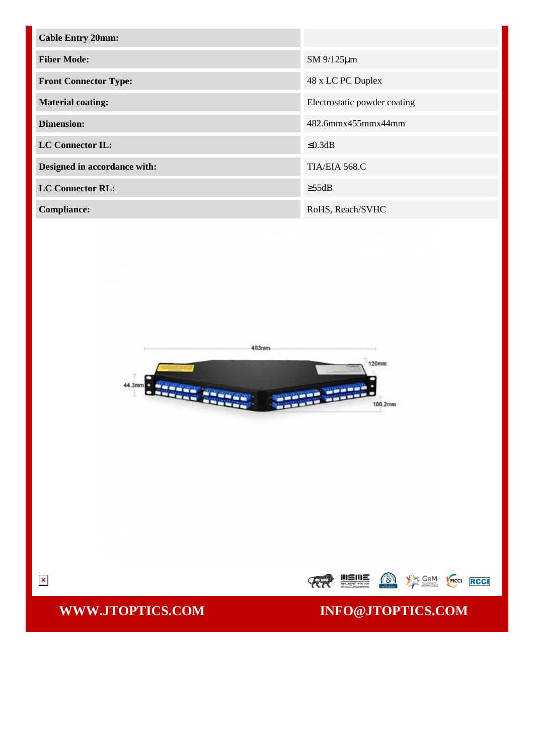| | |
|---|---|
| **Cable Entry 20mm:** | |
| **Fiber Mode:** | SM 9/125μm |
| **Front Connector Type:** | 48 x LC PC Duplex |
| **Material coating:** | Electrostatic powder coating |
| **Dimension:** | 482.6mmx455mmx44mm |
| **LC Connector IL:** | ≤0.3dB |
| **Designed in accordance with:** | TIA/EIA 568.C |
| **LC Connector RL:** | ≥55dB |
| **Compliance:** | RoHS, Reach/SVHC |

483mm
120mm
44.3mm
100.2mm

**WWW.JTOPTICS.COM** **INFO@JTOPTICS.COM**